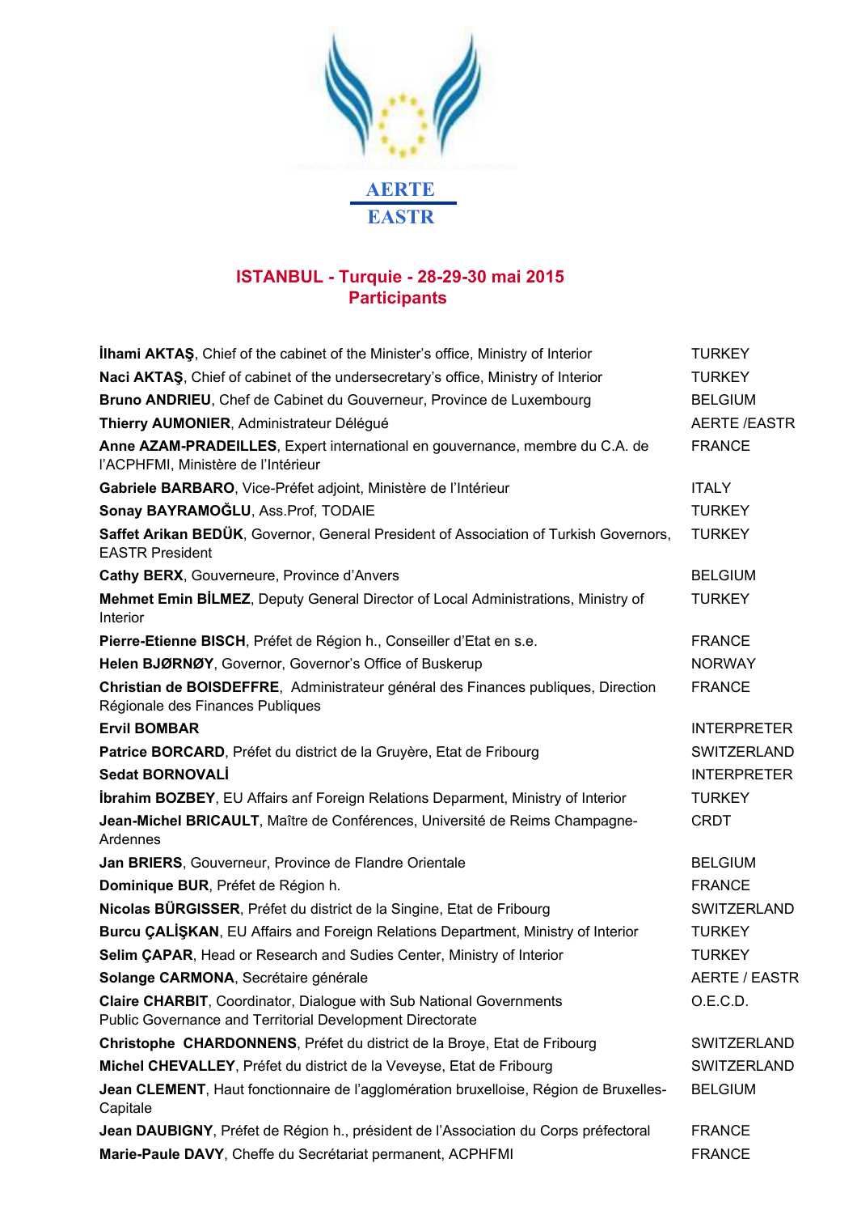AERTE

EASTR

## ISTANBUL - Turquie - 28-29-30 mai 2015
## Participants

| Participant | Country |
|---|---|
| **İlhami AKTAŞ**, Chief of the cabinet of the Minister's office, Ministry of Interior | TURKEY |
| **Naci AKTAŞ**, Chief of cabinet of the undersecretary's office, Ministry of Interior | TURKEY |
| **Bruno ANDRIEU**, Chef de Cabinet du Gouverneur, Province de Luxembourg | BELGIUM |
| **Thierry AUMONIER**, Administrateur Délégué | AERTE /EASTR |
| **Anne AZAM-PRADEILLES**, Expert international en gouvernance, membre du C.A. de l'ACPHFMI, Ministère de l'Intérieur | FRANCE |
| **Gabriele BARBARO**, Vice-Préfet adjoint, Ministère de l'Intérieur | ITALY |
| **Sonay BAYRAMOĞLU**, Ass.Prof, TODAIE | TURKEY |
| **Saffet Arikan BEDÜK**, Governor, General President of Association of Turkish Governors, EASTR President | TURKEY |
| **Cathy BERX**, Gouverneure, Province d'Anvers | BELGIUM |
| **Mehmet Emin BİLMEZ**, Deputy General Director of Local Administrations, Ministry of Interior | TURKEY |
| **Pierre-Etienne BISCH**, Préfet de Région h., Conseiller d'Etat en s.e. | FRANCE |
| **Helen BJØRNØY**, Governor, Governor's Office of Buskerup | NORWAY |
| **Christian de BOISDEFFRE**, Administrateur général des Finances publiques, Direction Régionale des Finances Publiques | FRANCE |
| **Ervil BOMBAR** | INTERPRETER |
| **Patrice BORCARD**, Préfet du district de la Gruyère, Etat de Fribourg | SWITZERLAND |
| **Sedat BORNOVALİ** | INTERPRETER |
| **İbrahim BOZBEY**, EU Affairs anf Foreign Relations Deparment, Ministry of Interior | TURKEY |
| **Jean-Michel BRICAULT**, Maître de Conférences, Université de Reims Champagne-Ardennes | CRDT |
| **Jan BRIERS**, Gouverneur, Province de Flandre Orientale | BELGIUM |
| **Dominique BUR**, Préfet de Région h. | FRANCE |
| **Nicolas BÜRGISSER**, Préfet du district de la Singine, Etat de Fribourg | SWITZERLAND |
| **Burcu ÇALİŞKAN**, EU Affairs and Foreign Relations Department, Ministry of Interior | TURKEY |
| **Selim ÇAPAR**, Head or Research and Sudies Center, Ministry of Interior | TURKEY |
| **Solange CARMONA**, Secrétaire générale | AERTE / EASTR |
| **Claire CHARBIT**, Coordinator, Dialogue with Sub National Governments Public Governance and Territorial Development Directorate | O.E.C.D. |
| **Christophe CHARDONNENS**, Préfet du district de la Broye, Etat de Fribourg | SWITZERLAND |
| **Michel CHEVALLEY**, Préfet du district de la Veveyse, Etat de Fribourg | SWITZERLAND |
| **Jean CLEMENT**, Haut fonctionnaire de l'agglomération bruxelloise, Région de Bruxelles-Capitale | BELGIUM |
| **Jean DAUBIGNY**, Préfet de Région h., président de l'Association du Corps préfectoral | FRANCE |
| **Marie-Paule DAVY**, Cheffe du Secrétariat permanent, ACPHFMI | FRANCE |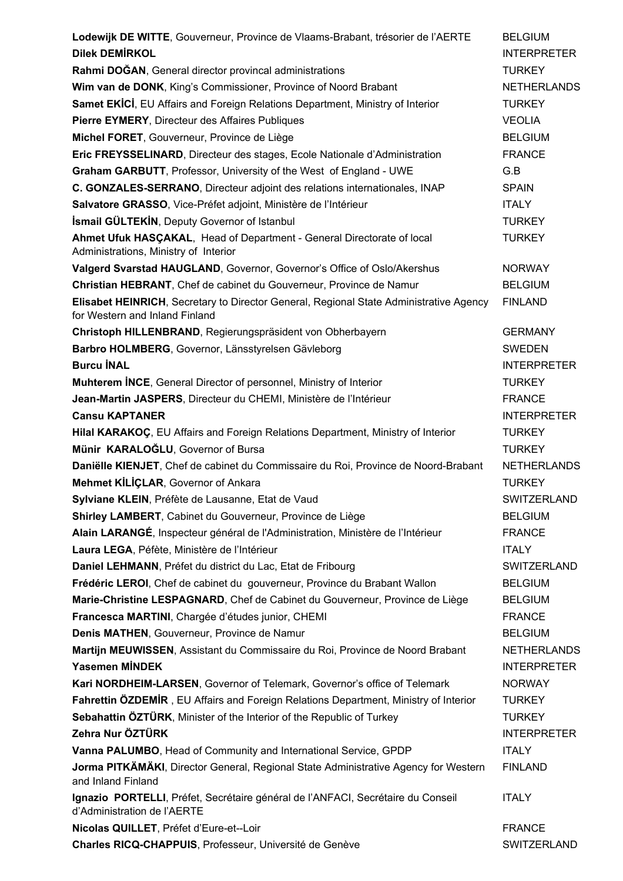| | |
|---|---|
| **Lodewijk DE WITTE**, Gouverneur, Province de Vlaams-Brabant, trésorier de l'AERTE | BELGIUM |
| **Dilek DEMİRKOL** | INTERPRETER |
| **Rahmi DOĞAN**, General director provincal administrations | TURKEY |
| **Wim van de DONK**, King's Commissioner, Province of Noord Brabant | NETHERLANDS |
| **Samet EKİCİ**, EU Affairs and Foreign Relations Department, Ministry of Interior | TURKEY |
| **Pierre EYMERY**, Directeur des Affaires Publiques | VEOLIA |
| **Michel FORET**, Gouverneur, Province de Liège | BELGIUM |
| **Eric FREYSSELINARD**, Directeur des stages, Ecole Nationale d'Administration | FRANCE |
| **Graham GARBUTT**, Professor, University of the West of England - UWE | G.B |
| **C. GONZALES-SERRANO**, Directeur adjoint des relations internationales, INAP | SPAIN |
| **Salvatore GRASSO**, Vice-Préfet adjoint, Ministère de l'Intérieur | ITALY |
| **İsmail GÜLTEKİN**, Deputy Governor of Istanbul | TURKEY |
| **Ahmet Ufuk HASÇAKAL**, Head of Department - General Directorate of local Administrations, Ministry of Interior | TURKEY |
| **Valgerd Svarstad HAUGLAND**, Governor, Governor's Office of Oslo/Akershus | NORWAY |
| **Christian HEBRANT**, Chef de cabinet du Gouverneur, Province de Namur | BELGIUM |
| **Elisabet HEINRICH**, Secretary to Director General, Regional State Administrative Agency for Western and Inland Finland | FINLAND |
| **Christoph HILLENBRAND**, Regierungspräsident von Obherbayern | GERMANY |
| **Barbro HOLMBERG**, Governor, Länsstyrelsen Gävleborg | SWEDEN |
| **Burcu İNAL** | INTERPRETER |
| **Muhterem İNCE**, General Director of personnel, Ministry of Interior | TURKEY |
| **Jean-Martin JASPERS**, Directeur du CHEMI, Ministère de l'Intérieur | FRANCE |
| **Cansu KAPTANER** | INTERPRETER |
| **Hilal KARAKOÇ**, EU Affairs and Foreign Relations Department, Ministry of Interior | TURKEY |
| **Münir KARALOĞLU**, Governor of Bursa | TURKEY |
| **Daniëlle KIENJET**, Chef de cabinet du Commissaire du Roi, Province de Noord-Brabant | NETHERLANDS |
| **Mehmet KİLİÇLAR**, Governor of Ankara | TURKEY |
| **Sylviane KLEIN**, Préfète de Lausanne, Etat de Vaud | SWITZERLAND |
| **Shirley LAMBERT**, Cabinet du Gouverneur, Province de Liège | BELGIUM |
| **Alain LARANGÉ**, Inspecteur général de l'Administration, Ministère de l'Intérieur | FRANCE |
| **Laura LEGA**, Péfète, Ministère de l'Intérieur | ITALY |
| **Daniel LEHMANN**, Préfet du district du Lac, Etat de Fribourg | SWITZERLAND |
| **Frédéric LEROI**, Chef de cabinet du gouverneur, Province du Brabant Wallon | BELGIUM |
| **Marie-Christine LESPAGNARD**, Chef de Cabinet du Gouverneur, Province de Liège | BELGIUM |
| **Francesca MARTINI**, Chargée d'études junior, CHEMI | FRANCE |
| **Denis MATHEN**, Gouverneur, Province de Namur | BELGIUM |
| **Martijn MEUWISSEN**, Assistant du Commissaire du Roi, Province de Noord Brabant | NETHERLANDS |
| **Yasemen MİNDEK** | INTERPRETER |
| **Kari NORDHEIM-LARSEN**, Governor of Telemark, Governor's office of Telemark | NORWAY |
| **Fahrettin ÖZDEMİR**, EU Affairs and Foreign Relations Department, Ministry of Interior | TURKEY |
| **Sebahattin ÖZTÜRK**, Minister of the Interior of the Republic of Turkey | TURKEY |
| **Zehra Nur ÖZTÜRK** | INTERPRETER |
| **Vanna PALUMBO**, Head of Community and International Service, GPDP | ITALY |
| **Jorma PITKÄMÄKI**, Director General, Regional State Administrative Agency for Western and Inland Finland | FINLAND |
| **Ignazio PORTELLI**, Préfet, Secrétaire général de l'ANFACI, Secrétaire du Conseil d'Administration de l'AERTE | ITALY |
| **Nicolas QUILLET**, Préfet d'Eure-et--Loir | FRANCE |
| **Charles RICQ-CHAPPUIS**, Professeur, Université de Genève | SWITZERLAND |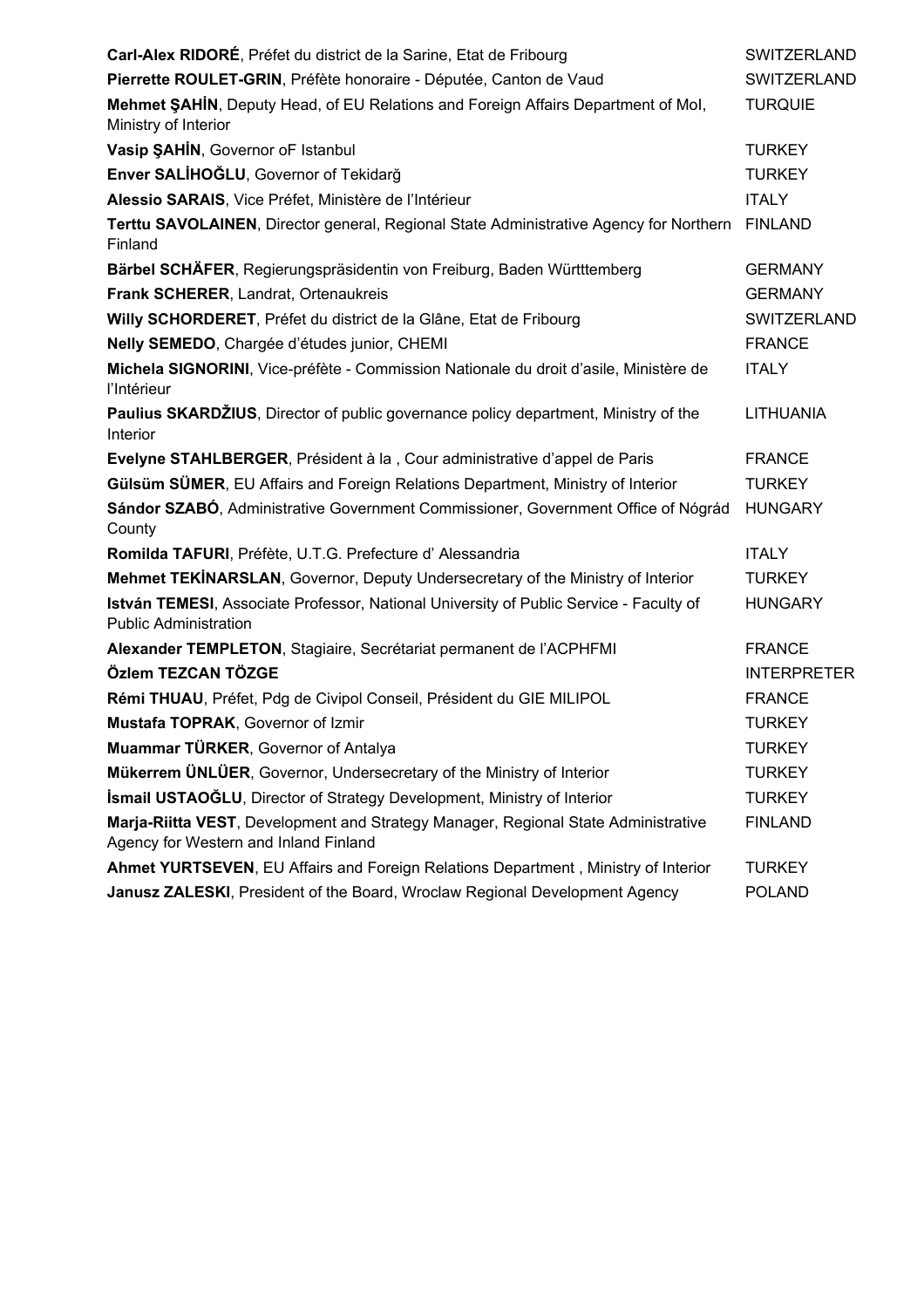| | |
|---|---|
| **Carl-Alex RIDORÉ**, Préfet du district de la Sarine, Etat de Fribourg | SWITZERLAND |
| **Pierrette ROULET-GRIN**, Préfète honoraire - Députée, Canton de Vaud | SWITZERLAND |
| **Mehmet ŞAHİN**, Deputy Head, of EU Relations and Foreign Affairs Department of MoI, Ministry of Interior | TURQUIE |
| **Vasip ŞAHİN**, Governor oF Istanbul | TURKEY |
| **Enver SALİHOĞLU**, Governor of Tekidarğ | TURKEY |
| **Alessio SARAIS**, Vice Préfet, Ministère de l'Intérieur | ITALY |
| **Terttu SAVOLAINEN**, Director general, Regional State Administrative Agency for Northern Finland | FINLAND |
| **Bärbel SCHÄFER**, Regierungspräsidentin von Freiburg, Baden Württtemberg | GERMANY |
| **Frank SCHERER**, Landrat, Ortenaukreis | GERMANY |
| **Willy SCHORDERET**, Préfet du district de la Glâne, Etat de Fribourg | SWITZERLAND |
| **Nelly SEMEDO**, Chargée d'études junior, CHEMI | FRANCE |
| **Michela SIGNORINI**, Vice-préfète - Commission Nationale du droit d'asile, Ministère de l'Intérieur | ITALY |
| **Paulius SKARDŽIUS**, Director of public governance policy department, Ministry of the Interior | LITHUANIA |
| **Evelyne STAHLBERGER**, Président à la , Cour administrative d'appel de Paris | FRANCE |
| **Gülsüm SÜMER**, EU Affairs and Foreign Relations Department, Ministry of Interior | TURKEY |
| **Sándor SZABÓ**, Administrative Government Commissioner, Government Office of Nógrád County | HUNGARY |
| **Romilda TAFURI**, Préfète, U.T.G. Prefecture d' Alessandria | ITALY |
| **Mehmet TEKİNARSLAN**, Governor, Deputy Undersecretary of the Ministry of Interior | TURKEY |
| **István TEMESI**, Associate Professor, National University of Public Service - Faculty of Public Administration | HUNGARY |
| **Alexander TEMPLETON**, Stagiaire, Secrétariat permanent de l'ACPHFMI | FRANCE |
| **Özlem TEZCAN TÖZGE** | INTERPRETER |
| **Rémi THUAU**, Préfet, Pdg de Civipol Conseil, Président du GIE MILIPOL | FRANCE |
| **Mustafa TOPRAK**, Governor of Izmir | TURKEY |
| **Muammar TÜRKER**, Governor of Antalya | TURKEY |
| **Mükerrem ÜNLÜER**, Governor, Undersecretary of the Ministry of Interior | TURKEY |
| **İsmail USTAOĞLU**, Director of Strategy Development, Ministry of Interior | TURKEY |
| **Marja-Riitta VEST**, Development and Strategy Manager, Regional State Administrative Agency for Western and Inland Finland | FINLAND |
| **Ahmet YURTSEVEN**, EU Affairs and Foreign Relations Department , Ministry of Interior | TURKEY |
| **Janusz ZALESKI**, President of the Board, Wroclaw Regional Development Agency | POLAND |